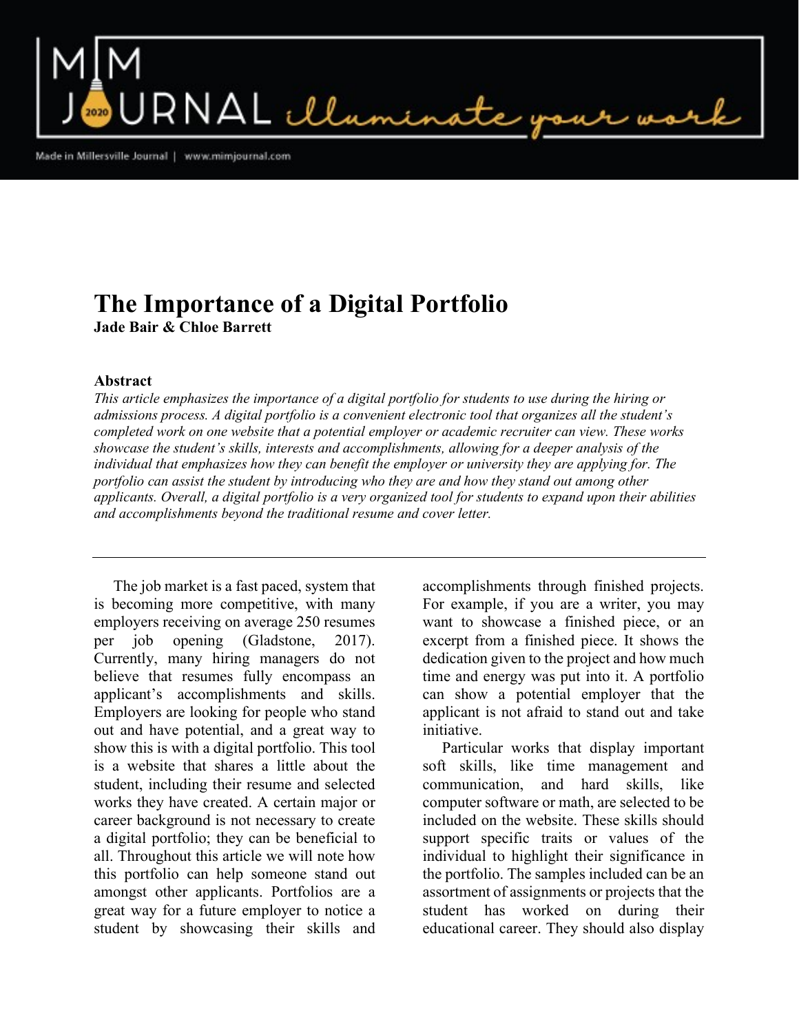# The Importance of a Digital Portfolio

**Jade Bair & Chloe Barrett**

### Abstract

*This article emphasizes the importance of a digital portfolio for students to use during the hiring or admissions process. A digital portfolio is a convenient electronic tool that organizes all the student's completed work on one website that a potential employer or academic recruiter can view. These works showcase the student's skills, interests and accomplishments, allowing for a deeper analysis of the individual that emphasizes how they can benefit the employer or university they are applying for. The portfolio can assist the student by introducing who they are and how they stand out among other applicants. Overall, a digital portfolio is a very organized tool for students to expand upon their abilities and accomplishments beyond the traditional resume and cover letter.*

---

The job market is a fast paced, system that is becoming more competitive, with many employers receiving on average 250 resumes per job opening (Gladstone, 2017). Currently, many hiring managers do not believe that resumes fully encompass an applicant's accomplishments and skills. Employers are looking for people who stand out and have potential, and a great way to show this is with a digital portfolio. This tool is a website that shares a little about the student, including their resume and selected works they have created. A certain major or career background is not necessary to create a digital portfolio; they can be beneficial to all. Throughout this article we will note how this portfolio can help someone stand out amongst other applicants. Portfolios are a great way for a future employer to notice a student by showcasing their skills and accomplishments through finished projects. For example, if you are a writer, you may want to showcase a finished piece, or an excerpt from a finished piece. It shows the dedication given to the project and how much time and energy was put into it. A portfolio can show a potential employer that the applicant is not afraid to stand out and take initiative.

Particular works that display important soft skills, like time management and communication, and hard skills, like computer software or math, are selected to be included on the website. These skills should support specific traits or values of the individual to highlight their significance in the portfolio. The samples included can be an assortment of assignments or projects that the student has worked on during their educational career. They should also display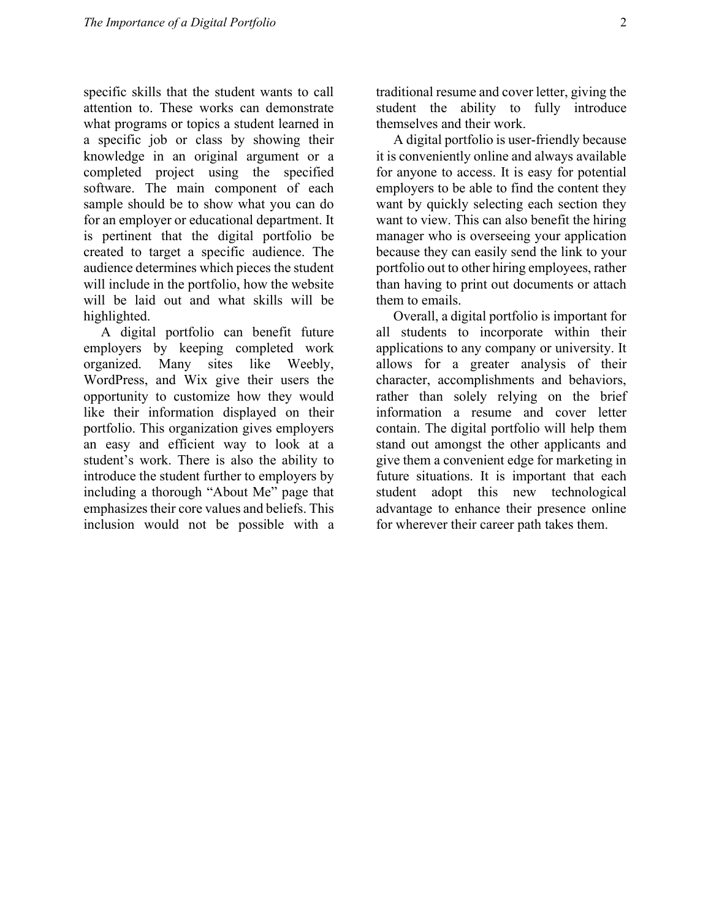specific skills that the student wants to call attention to. These works can demonstrate what programs or topics a student learned in a specific job or class by showing their knowledge in an original argument or a completed project using the specified software. The main component of each sample should be to show what you can do for an employer or educational department. It is pertinent that the digital portfolio be created to target a specific audience. The audience determines which pieces the student will include in the portfolio, how the website will be laid out and what skills will be highlighted.

A digital portfolio can benefit future employers by keeping completed work organized. Many sites like Weebly, WordPress, and Wix give their users the opportunity to customize how they would like their information displayed on their portfolio. This organization gives employers an easy and efficient way to look at a student's work. There is also the ability to introduce the student further to employers by including a thorough "About Me" page that emphasizes their core values and beliefs. This inclusion would not be possible with a traditional resume and cover letter, giving the student the ability to fully introduce themselves and their work.

A digital portfolio is user-friendly because it is conveniently online and always available for anyone to access. It is easy for potential employers to be able to find the content they want by quickly selecting each section they want to view. This can also benefit the hiring manager who is overseeing your application because they can easily send the link to your portfolio out to other hiring employees, rather than having to print out documents or attach them to emails.

Overall, a digital portfolio is important for all students to incorporate within their applications to any company or university. It allows for a greater analysis of their character, accomplishments and behaviors, rather than solely relying on the brief information a resume and cover letter contain. The digital portfolio will help them stand out amongst the other applicants and give them a convenient edge for marketing in future situations. It is important that each student adopt this new technological advantage to enhance their presence online for wherever their career path takes them.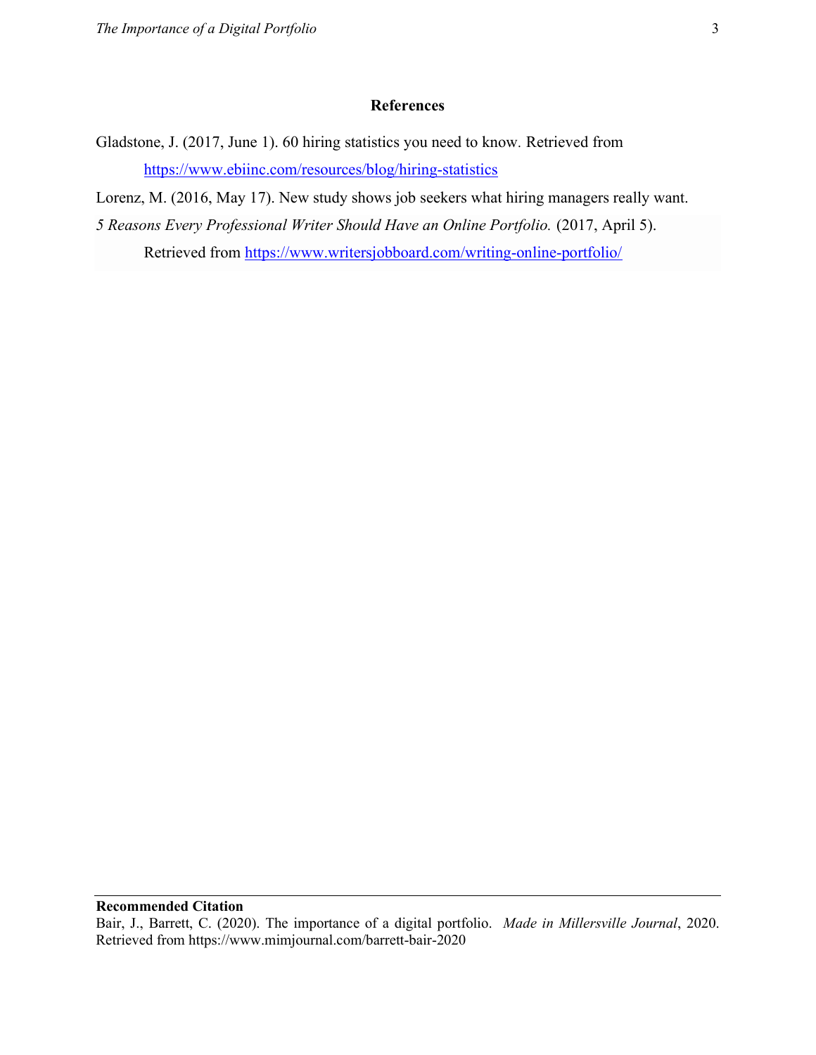## References

Gladstone, J. (2017, June 1). 60 hiring statistics you need to know. Retrieved from https://www.ebiinc.com/resources/blog/hiring-statistics

Lorenz, M. (2016, May 17). New study shows job seekers what hiring managers really want.

*5 Reasons Every Professional Writer Should Have an Online Portfolio.* (2017, April 5). Retrieved from https://www.writersjobboard.com/writing-online-portfolio/

---

**Recommended Citation**
Bair, J., Barrett, C. (2020). The importance of a digital portfolio. *Made in Millersville Journal*, 2020. Retrieved from https://www.mimjournal.com/barrett-bair-2020